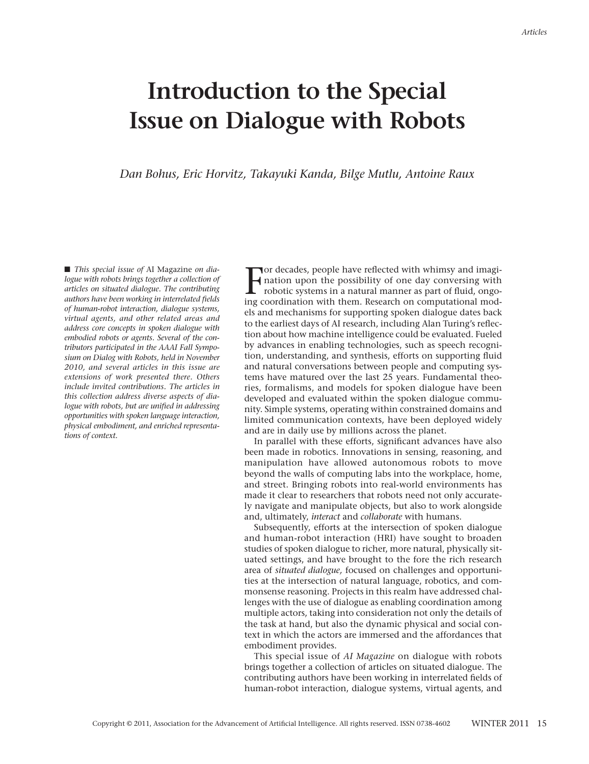# Introduction to the Special Issue on Dialogue with Robots

*Dan Bohus, Eric Horvitz, Takayuki Kanda, Bilge Mutlu, Antoine Raux*

■ *This special issue of* AI Magazine *on dialogue with robots brings together a collection of articles on situated dialogue. The contributing authors have been working in interrelated fields of human-robot interaction, dialogue systems, virtual agents, and other related areas and address core concepts in spoken dialogue with embodied robots or agents. Several of the contributors participated in the AAAI Fall Symposium on Dialog with Robots, held in November 2010, and several articles in this issue are extensions of work presented there. Others include invited contributions. The articles in this collection address diverse aspects of dialogue with robots, but are unified in addressing opportunities with spoken language interaction, physical embodiment, and enriched representations of context.*

For decades, people have reflected with whimsy and imagination upon the possibility of one day conversing with robotic systems in a natural manner as part of fluid, ongoing coordination with them. Research on computational models and mechanisms for supporting spoken dialogue dates back to the earliest days of AI research, including Alan Turing's reflection about how machine intelligence could be evaluated. Fueled by advances in enabling technologies, such as speech recognition, understanding, and synthesis, efforts on supporting fluid and natural conversations between people and computing systems have matured over the last 25 years. Fundamental theories, formalisms, and models for spoken dialogue have been developed and evaluated within the spoken dialogue community. Simple systems, operating within constrained domains and limited communication contexts, have been deployed widely and are in daily use by millions across the planet.

In parallel with these efforts, significant advances have also been made in robotics. Innovations in sensing, reasoning, and manipulation have allowed autonomous robots to move beyond the walls of computing labs into the workplace, home, and street. Bringing robots into real-world environments has made it clear to researchers that robots need not only accurately navigate and manipulate objects, but also to work alongside and, ultimately, *interact* and *collaborate* with humans.

Subsequently, efforts at the intersection of spoken dialogue and human-robot interaction (HRI) have sought to broaden studies of spoken dialogue to richer, more natural, physically situated settings, and have brought to the fore the rich research area of *situated dialogue,* focused on challenges and opportunities at the intersection of natural language, robotics, and commonsense reasoning. Projects in this realm have addressed challenges with the use of dialogue as enabling coordination among multiple actors, taking into consideration not only the details of the task at hand, but also the dynamic physical and social context in which the actors are immersed and the affordances that embodiment provides.

This special issue of *AI Magazine* on dialogue with robots brings together a collection of articles on situated dialogue. The contributing authors have been working in interrelated fields of human-robot interaction, dialogue systems, virtual agents, and

Copyright © 2011, Association for the Advancement of Artificial Intelligence. All rights reserved. ISSN 0738-4602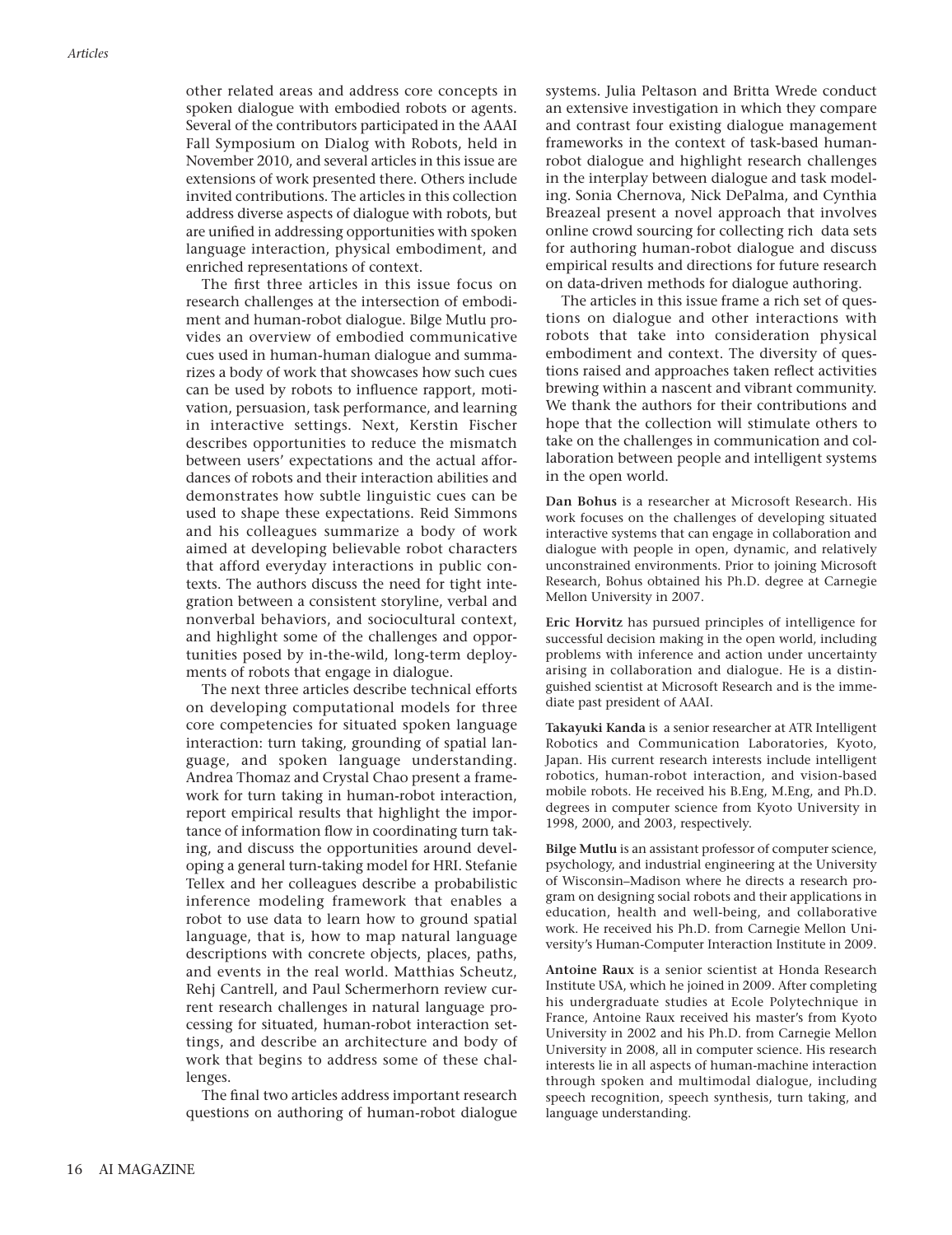other related areas and address core concepts in spoken dialogue with embodied robots or agents. Several of the contributors participated in the AAAI Fall Symposium on Dialog with Robots, held in November 2010, and several articles in this issue are extensions of work presented there. Others include invited contributions. The articles in this collection address diverse aspects of dialogue with robots, but are unified in addressing opportunities with spoken language interaction, physical embodiment, and enriched representations of context.

The first three articles in this issue focus on research challenges at the intersection of embodiment and human-robot dialogue. Bilge Mutlu provides an overview of embodied communicative cues used in human-human dialogue and summarizes a body of work that showcases how such cues can be used by robots to influence rapport, motivation, persuasion, task performance, and learning in interactive settings. Next, Kerstin Fischer describes opportunities to reduce the mismatch between users' expectations and the actual affordances of robots and their interaction abilities and demonstrates how subtle linguistic cues can be used to shape these expectations. Reid Simmons and his colleagues summarize a body of work aimed at developing believable robot characters that afford everyday interactions in public contexts. The authors discuss the need for tight integration between a consistent storyline, verbal and nonverbal behaviors, and sociocultural context, and highlight some of the challenges and opportunities posed by in-the-wild, long-term deployments of robots that engage in dialogue.

The next three articles describe technical efforts on developing computational models for three core competencies for situated spoken language interaction: turn taking, grounding of spatial language, and spoken language understanding. Andrea Thomaz and Crystal Chao present a framework for turn taking in human-robot interaction, report empirical results that highlight the importance of information flow in coordinating turn taking, and discuss the opportunities around developing a general turn-taking model for HRI. Stefanie Tellex and her colleagues describe a probabilistic inference modeling framework that enables a robot to use data to learn how to ground spatial language, that is, how to map natural language descriptions with concrete objects, places, paths, and events in the real world. Matthias Scheutz, Rehj Cantrell, and Paul Schermerhorn review current research challenges in natural language processing for situated, human-robot interaction settings, and describe an architecture and body of work that begins to address some of these challenges.

The final two articles address important research questions on authoring of human-robot dialogue systems. Julia Peltason and Britta Wrede conduct an extensive investigation in which they compare and contrast four existing dialogue management frameworks in the context of task-based human-robot dialogue and highlight research challenges in the interplay between dialogue and task modeling. Sonia Chernova, Nick DePalma, and Cynthia Breazeal present a novel approach that involves online crowd sourcing for collecting rich data sets for authoring human-robot dialogue and discuss empirical results and directions for future research on data-driven methods for dialogue authoring.

The articles in this issue frame a rich set of questions on dialogue and other interactions with robots that take into consideration physical embodiment and context. The diversity of questions raised and approaches taken reflect activities brewing within a nascent and vibrant community. We thank the authors for their contributions and hope that the collection will stimulate others to take on the challenges in communication and collaboration between people and intelligent systems in the open world.

**Dan Bohus** is a researcher at Microsoft Research. His work focuses on the challenges of developing situated interactive systems that can engage in collaboration and dialogue with people in open, dynamic, and relatively unconstrained environments. Prior to joining Microsoft Research, Bohus obtained his Ph.D. degree at Carnegie Mellon University in 2007.

**Eric Horvitz** has pursued principles of intelligence for successful decision making in the open world, including problems with inference and action under uncertainty arising in collaboration and dialogue. He is a distinguished scientist at Microsoft Research and is the immediate past president of AAAI.

**Takayuki Kanda** is a senior researcher at ATR Intelligent Robotics and Communication Laboratories, Kyoto, Japan. His current research interests include intelligent robotics, human-robot interaction, and vision-based mobile robots. He received his B.Eng, M.Eng, and Ph.D. degrees in computer science from Kyoto University in 1998, 2000, and 2003, respectively.

**Bilge Mutlu** is an assistant professor of computer science, psychology, and industrial engineering at the University of Wisconsin–Madison where he directs a research program on designing social robots and their applications in education, health and well-being, and collaborative work. He received his Ph.D. from Carnegie Mellon University's Human-Computer Interaction Institute in 2009.

**Antoine Raux** is a senior scientist at Honda Research Institute USA, which he joined in 2009. After completing his undergraduate studies at Ecole Polytechnique in France, Antoine Raux received his master's from Kyoto University in 2002 and his Ph.D. from Carnegie Mellon University in 2008, all in computer science. His research interests lie in all aspects of human-machine interaction through spoken and multimodal dialogue, including speech recognition, speech synthesis, turn taking, and language understanding.